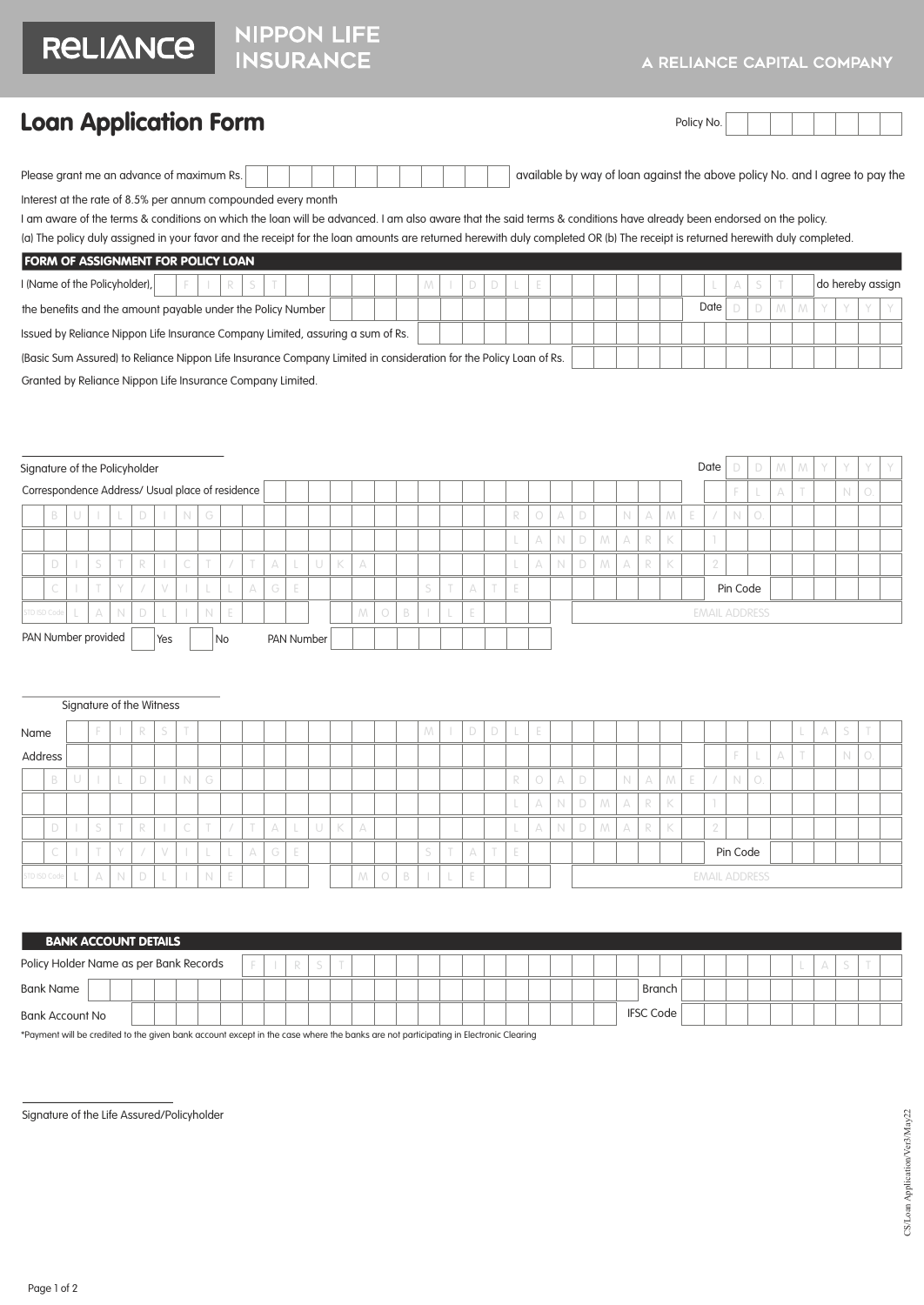**RELIANCE** NIPPON LIFE INSURANCE

A RELIANCE CAPITAL COMPANY

# Loan Application Form

Policy No. ____________

Please grant me an advance of maximum Rs. ____________ available by way of loan against the above policy No. and I agree to pay the Interest at the rate of 8.5% per annum compounded every month

I am aware of the terms & conditions on which the loan will be advanced. I am also aware that the said terms & conditions have already been endorsed on the policy.

(a) The policy duly assigned in your favor and the receipt for the loan amounts are returned herewith duly completed OR (b) The receipt is returned herewith duly completed.

## FORM OF ASSIGNMENT FOR POLICY LOAN

I (Name of the Policyholder), FIRST ____________ MIDDLE ____________ LAST ____________ do hereby assign the benefits and the amount payable under the Policy Number ____________ Date DDMMYYYY

Issued by Reliance Nippon Life Insurance Company Limited, assuring a sum of Rs. ____________

(Basic Sum Assured) to Reliance Nippon Life Insurance Company Limited in consideration for the Policy Loan of Rs. ____________

Granted by Reliance Nippon Life Insurance Company Limited.

Signature of the Policyholder ____________ Date DDMMYYYY

Correspondence Address/ Usual place of residence

FLAT NO. ____________

BUILDING ____________ ROAD NAME / NO. ____________

LANDMARK 1 ____________

DISTRICT / TALUKA ____________ LANDMARK 2 ____________

CITY / VILLAGE ____________ STATE ____________ Pin Code ____________

STD ISD Code LANDLINE ____________ MOBILE ____________ EMAIL ADDRESS ____________

PAN Number provided ☐ Yes ☐ No PAN Number ____________

Signature of the Witness ____________

Name FIRST ____________ MIDDLE ____________ LAST ____________

Address FLAT NO. ____________

BUILDING ____________ ROAD NAME / NO. ____________

LANDMARK 1 ____________

DISTRICT / TALUKA ____________ LANDMARK 2 ____________

CITY / VILLAGE ____________ STATE ____________ Pin Code ____________

STD ISD Code LANDLINE ____________ MOBILE ____________ EMAIL ADDRESS ____________

## BANK ACCOUNT DETAILS

Policy Holder Name as per Bank Records FIRST ____________ LAST ____________

Bank Name ____________ Branch ____________

Bank Account No ____________ IFSC Code ____________

*Payment will be credited to the given bank account except in the case where the banks are not participating in Electronic Clearing

Signature of the Life Assured/Policyholder ____________

CS/Loan Application/Ver3/May22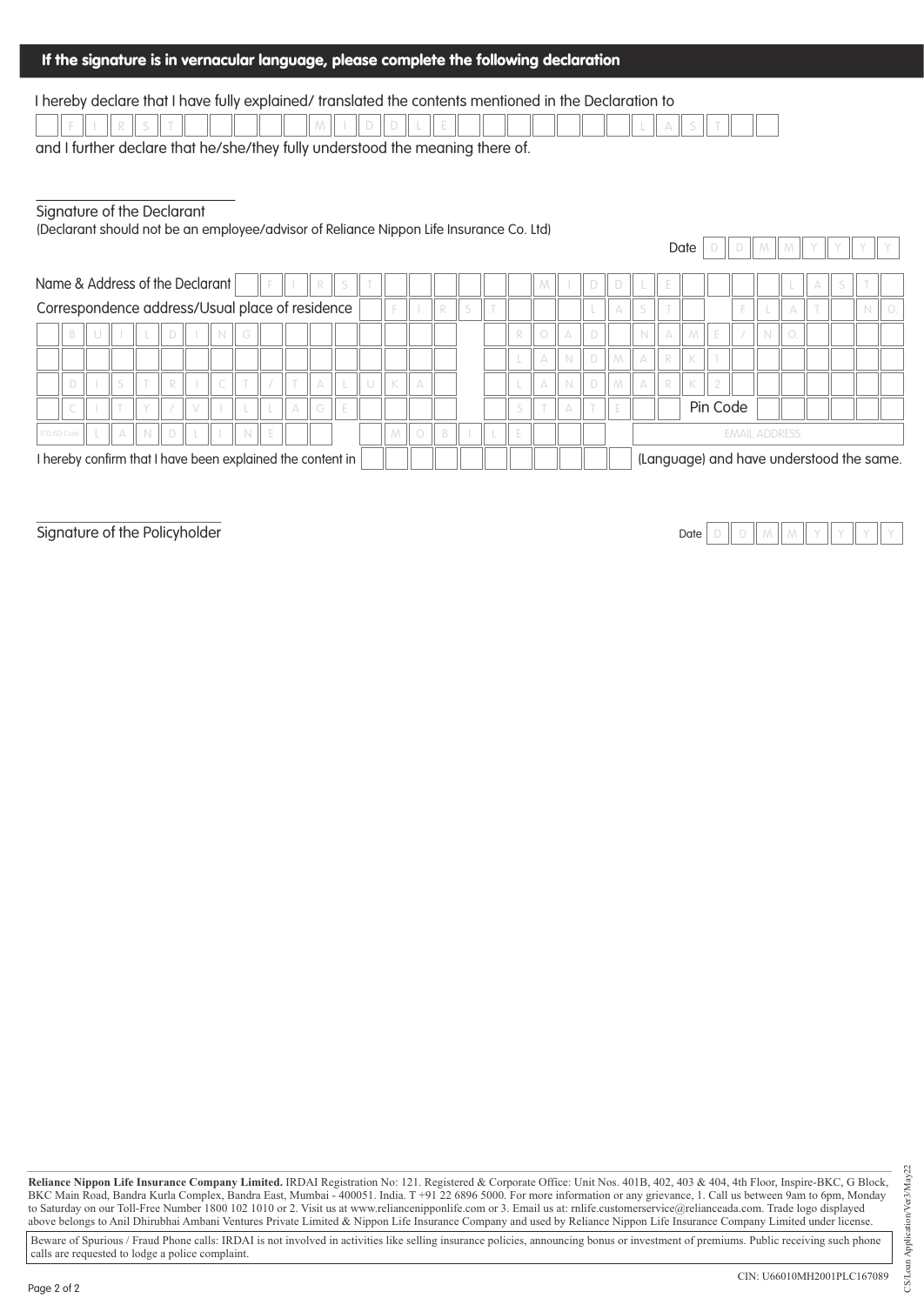## If the signature is in vernacular language, please complete the following declaration

I hereby declare that I have fully explained/ translated the contents mentioned in the Declaration to

FIRST MIDDLE LAST

and I further declare that he/she/they fully understood the meaning there of.

Signature of the Declarant

(Declarant should not be an employee/advisor of Reliance Nippon Life Insurance Co. Ltd)

Date DDMMYYYY

Name & Address of the Declarant: FIRST MIDDLE LAST

Correspondence address/Usual place of residence: FIRST LAST FLAT NO.

BUILDING ROAD NAME / NO.

LANDMARK1

DISTRICT / TALUKA LANDMARK2

CITY / VILLAGE STATE Pin Code

STD ISD Code LANDLINE MOBILE EMAIL ADDRESS

I hereby confirm that I have been explained the content in __________ (Language) and have understood the same.

Signature of the Policyholder

Date DDMMYYYY

**Reliance Nippon Life Insurance Company Limited.** IRDAI Registration No: 121. Registered & Corporate Office: Unit Nos. 401B, 402, 403 & 404, 4th Floor, Inspire-BKC, G Block, BKC Main Road, Bandra Kurla Complex, Bandra East, Mumbai - 400051. India. T +91 22 6896 5000. For more information or any grievance, 1. Call us between 9am to 6pm, Monday to Saturday on our Toll-Free Number 1800 102 1010 or 2. Visit us at www.reliancenipponlife.com or 3. Email us at: rnlife.customerservice@relianceada.com. Trade logo displayed above belongs to Anil Dhirubhai Ambani Ventures Private Limited & Nippon Life Insurance Company and used by Reliance Nippon Life Insurance Company Limited under license.

Beware of Spurious / Fraud Phone calls: IRDAI is not involved in activities like selling insurance policies, announcing bonus or investment of premiums. Public receiving such phone calls are requested to lodge a police complaint.

CIN: U66010MH2001PLC167089

CS/Loan Application/Ver3/May22